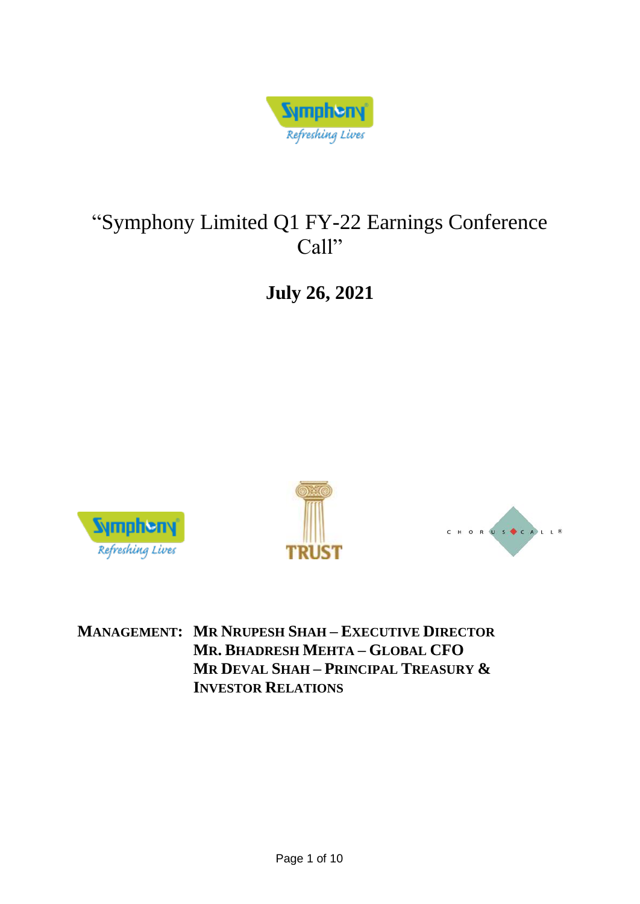# "Symphony Limited Q1 FY-22 Earnings Conference Call"

## July 26, 2021

**MANAGEMENT:** **MR NRUPESH SHAH – EXECUTIVE DIRECTOR**
**MR. BHADRESH MEHTA – GLOBAL CFO**
**MR DEVAL SHAH – PRINCIPAL TREASURY & INVESTOR RELATIONS**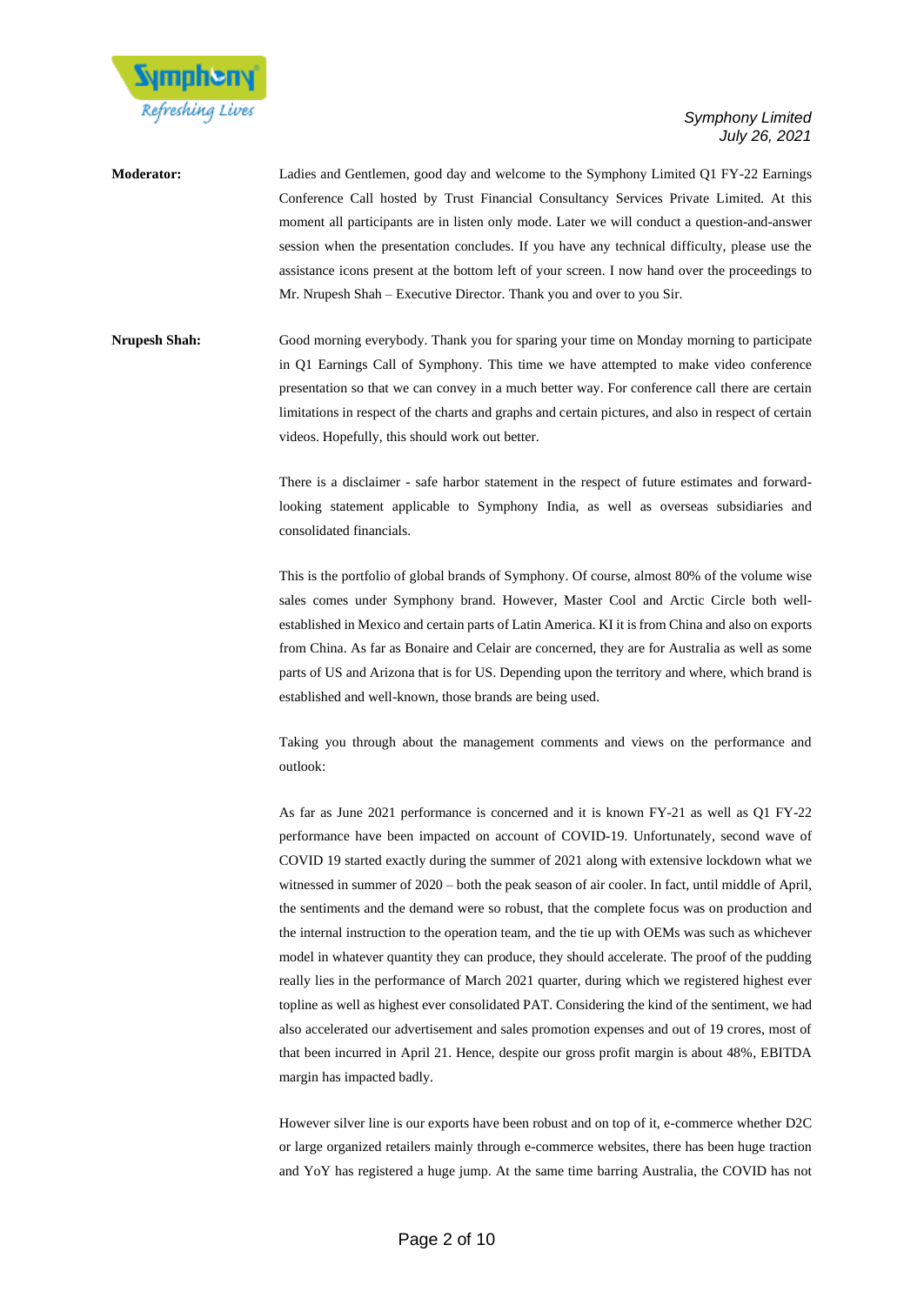**Moderator:** Ladies and Gentlemen, good day and welcome to the Symphony Limited Q1 FY-22 Earnings Conference Call hosted by Trust Financial Consultancy Services Private Limited. At this moment all participants are in listen only mode. Later we will conduct a question-and-answer session when the presentation concludes. If you have any technical difficulty, please use the assistance icons present at the bottom left of your screen. I now hand over the proceedings to Mr. Nrupesh Shah – Executive Director. Thank you and over to you Sir.

**Nrupesh Shah:** Good morning everybody. Thank you for sparing your time on Monday morning to participate in Q1 Earnings Call of Symphony. This time we have attempted to make video conference presentation so that we can convey in a much better way. For conference call there are certain limitations in respect of the charts and graphs and certain pictures, and also in respect of certain videos. Hopefully, this should work out better.

There is a disclaimer - safe harbor statement in the respect of future estimates and forward-looking statement applicable to Symphony India, as well as overseas subsidiaries and consolidated financials.

This is the portfolio of global brands of Symphony. Of course, almost 80% of the volume wise sales comes under Symphony brand. However, Master Cool and Arctic Circle both well-established in Mexico and certain parts of Latin America. KI it is from China and also on exports from China. As far as Bonaire and Celair are concerned, they are for Australia as well as some parts of US and Arizona that is for US. Depending upon the territory and where, which brand is established and well-known, those brands are being used.

Taking you through about the management comments and views on the performance and outlook:

As far as June 2021 performance is concerned and it is known FY-21 as well as Q1 FY-22 performance have been impacted on account of COVID-19. Unfortunately, second wave of COVID 19 started exactly during the summer of 2021 along with extensive lockdown what we witnessed in summer of 2020 – both the peak season of air cooler. In fact, until middle of April, the sentiments and the demand were so robust, that the complete focus was on production and the internal instruction to the operation team, and the tie up with OEMs was such as whichever model in whatever quantity they can produce, they should accelerate. The proof of the pudding really lies in the performance of March 2021 quarter, during which we registered highest ever topline as well as highest ever consolidated PAT. Considering the kind of the sentiment, we had also accelerated our advertisement and sales promotion expenses and out of 19 crores, most of that been incurred in April 21. Hence, despite our gross profit margin is about 48%, EBITDA margin has impacted badly.

However silver line is our exports have been robust and on top of it, e-commerce whether D2C or large organized retailers mainly through e-commerce websites, there has been huge traction and YoY has registered a huge jump. At the same time barring Australia, the COVID has not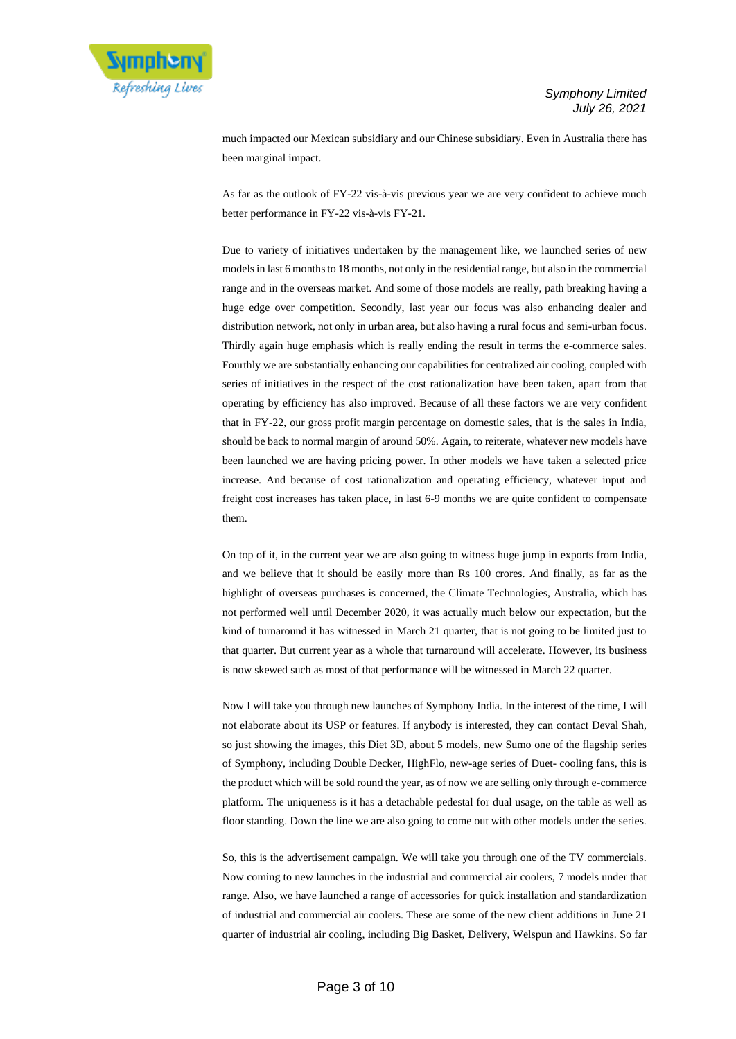much impacted our Mexican subsidiary and our Chinese subsidiary. Even in Australia there has been marginal impact.

As far as the outlook of FY-22 vis-à-vis previous year we are very confident to achieve much better performance in FY-22 vis-à-vis FY-21.

Due to variety of initiatives undertaken by the management like, we launched series of new models in last 6 months to 18 months, not only in the residential range, but also in the commercial range and in the overseas market. And some of those models are really, path breaking having a huge edge over competition. Secondly, last year our focus was also enhancing dealer and distribution network, not only in urban area, but also having a rural focus and semi-urban focus. Thirdly again huge emphasis which is really ending the result in terms the e-commerce sales. Fourthly we are substantially enhancing our capabilities for centralized air cooling, coupled with series of initiatives in the respect of the cost rationalization have been taken, apart from that operating by efficiency has also improved. Because of all these factors we are very confident that in FY-22, our gross profit margin percentage on domestic sales, that is the sales in India, should be back to normal margin of around 50%. Again, to reiterate, whatever new models have been launched we are having pricing power. In other models we have taken a selected price increase. And because of cost rationalization and operating efficiency, whatever input and freight cost increases has taken place, in last 6-9 months we are quite confident to compensate them.

On top of it, in the current year we are also going to witness huge jump in exports from India, and we believe that it should be easily more than Rs 100 crores. And finally, as far as the highlight of overseas purchases is concerned, the Climate Technologies, Australia, which has not performed well until December 2020, it was actually much below our expectation, but the kind of turnaround it has witnessed in March 21 quarter, that is not going to be limited just to that quarter. But current year as a whole that turnaround will accelerate. However, its business is now skewed such as most of that performance will be witnessed in March 22 quarter.

Now I will take you through new launches of Symphony India. In the interest of the time, I will not elaborate about its USP or features. If anybody is interested, they can contact Deval Shah, so just showing the images, this Diet 3D, about 5 models, new Sumo one of the flagship series of Symphony, including Double Decker, HighFlo, new-age series of Duet- cooling fans, this is the product which will be sold round the year, as of now we are selling only through e-commerce platform. The uniqueness is it has a detachable pedestal for dual usage, on the table as well as floor standing. Down the line we are also going to come out with other models under the series.

So, this is the advertisement campaign. We will take you through one of the TV commercials. Now coming to new launches in the industrial and commercial air coolers, 7 models under that range. Also, we have launched a range of accessories for quick installation and standardization of industrial and commercial air coolers. These are some of the new client additions in June 21 quarter of industrial air cooling, including Big Basket, Delivery, Welspun and Hawkins. So far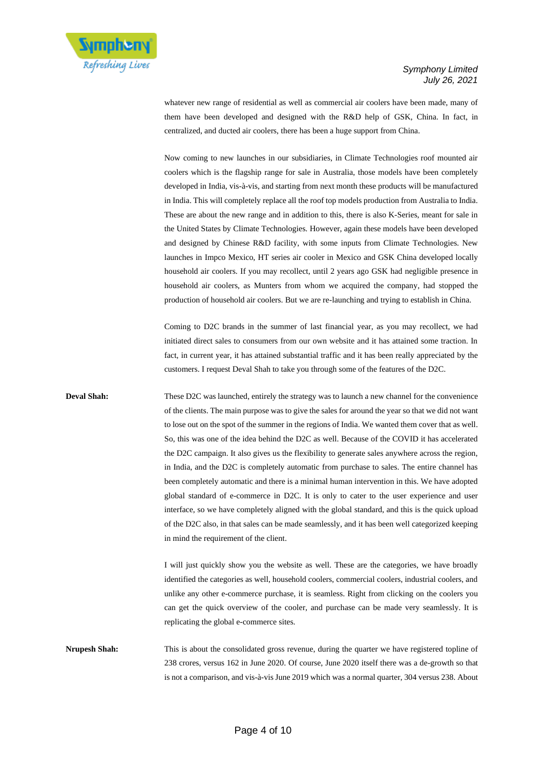whatever new range of residential as well as commercial air coolers have been made, many of them have been developed and designed with the R&D help of GSK, China. In fact, in centralized, and ducted air coolers, there has been a huge support from China.

Now coming to new launches in our subsidiaries, in Climate Technologies roof mounted air coolers which is the flagship range for sale in Australia, those models have been completely developed in India, vis-à-vis, and starting from next month these products will be manufactured in India. This will completely replace all the roof top models production from Australia to India. These are about the new range and in addition to this, there is also K-Series, meant for sale in the United States by Climate Technologies. However, again these models have been developed and designed by Chinese R&D facility, with some inputs from Climate Technologies. New launches in Impco Mexico, HT series air cooler in Mexico and GSK China developed locally household air coolers. If you may recollect, until 2 years ago GSK had negligible presence in household air coolers, as Munters from whom we acquired the company, had stopped the production of household air coolers. But we are re-launching and trying to establish in China.

Coming to D2C brands in the summer of last financial year, as you may recollect, we had initiated direct sales to consumers from our own website and it has attained some traction. In fact, in current year, it has attained substantial traffic and it has been really appreciated by the customers. I request Deval Shah to take you through some of the features of the D2C.

**Deval Shah:** These D2C was launched, entirely the strategy was to launch a new channel for the convenience of the clients. The main purpose was to give the sales for around the year so that we did not want to lose out on the spot of the summer in the regions of India. We wanted them cover that as well. So, this was one of the idea behind the D2C as well. Because of the COVID it has accelerated the D2C campaign. It also gives us the flexibility to generate sales anywhere across the region, in India, and the D2C is completely automatic from purchase to sales. The entire channel has been completely automatic and there is a minimal human intervention in this. We have adopted global standard of e-commerce in D2C. It is only to cater to the user experience and user interface, so we have completely aligned with the global standard, and this is the quick upload of the D2C also, in that sales can be made seamlessly, and it has been well categorized keeping in mind the requirement of the client.

I will just quickly show you the website as well. These are the categories, we have broadly identified the categories as well, household coolers, commercial coolers, industrial coolers, and unlike any other e-commerce purchase, it is seamless. Right from clicking on the coolers you can get the quick overview of the cooler, and purchase can be made very seamlessly. It is replicating the global e-commerce sites.

**Nrupesh Shah:** This is about the consolidated gross revenue, during the quarter we have registered topline of 238 crores, versus 162 in June 2020. Of course, June 2020 itself there was a de-growth so that is not a comparison, and vis-à-vis June 2019 which was a normal quarter, 304 versus 238. About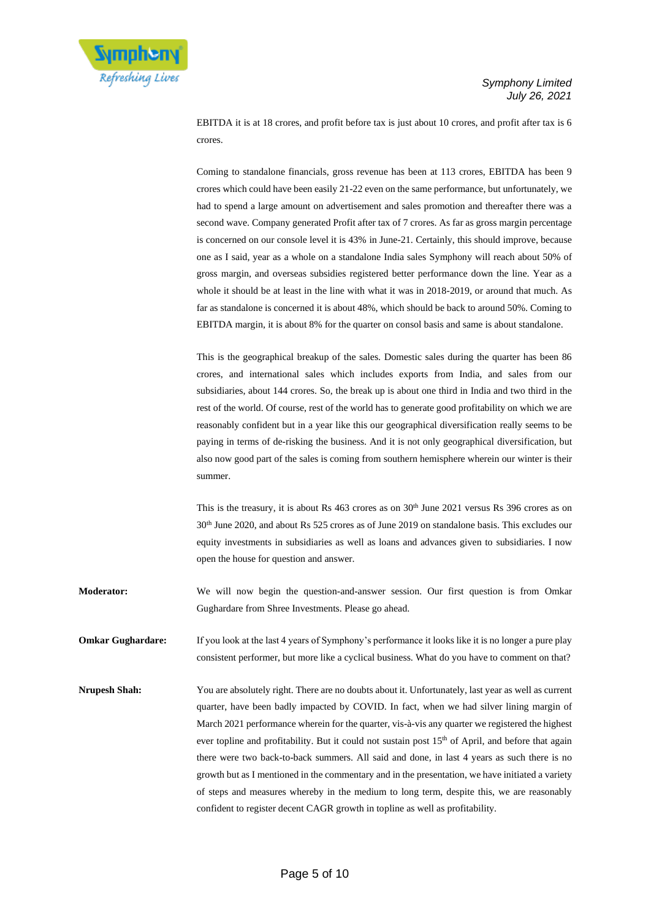EBITDA it is at 18 crores, and profit before tax is just about 10 crores, and profit after tax is 6 crores.

Coming to standalone financials, gross revenue has been at 113 crores, EBITDA has been 9 crores which could have been easily 21-22 even on the same performance, but unfortunately, we had to spend a large amount on advertisement and sales promotion and thereafter there was a second wave. Company generated Profit after tax of 7 crores. As far as gross margin percentage is concerned on our console level it is 43% in June-21. Certainly, this should improve, because one as I said, year as a whole on a standalone India sales Symphony will reach about 50% of gross margin, and overseas subsidies registered better performance down the line. Year as a whole it should be at least in the line with what it was in 2018-2019, or around that much. As far as standalone is concerned it is about 48%, which should be back to around 50%. Coming to EBITDA margin, it is about 8% for the quarter on consol basis and same is about standalone.

This is the geographical breakup of the sales. Domestic sales during the quarter has been 86 crores, and international sales which includes exports from India, and sales from our subsidiaries, about 144 crores. So, the break up is about one third in India and two third in the rest of the world. Of course, rest of the world has to generate good profitability on which we are reasonably confident but in a year like this our geographical diversification really seems to be paying in terms of de-risking the business. And it is not only geographical diversification, but also now good part of the sales is coming from southern hemisphere wherein our winter is their summer.

This is the treasury, it is about Rs 463 crores as on 30th June 2021 versus Rs 396 crores as on 30th June 2020, and about Rs 525 crores as of June 2019 on standalone basis. This excludes our equity investments in subsidiaries as well as loans and advances given to subsidiaries. I now open the house for question and answer.

**Moderator:** We will now begin the question-and-answer session. Our first question is from Omkar Gughardare from Shree Investments. Please go ahead.

**Omkar Gughardare:** If you look at the last 4 years of Symphony's performance it looks like it is no longer a pure play consistent performer, but more like a cyclical business. What do you have to comment on that?

**Nrupesh Shah:** You are absolutely right. There are no doubts about it. Unfortunately, last year as well as current quarter, have been badly impacted by COVID. In fact, when we had silver lining margin of March 2021 performance wherein for the quarter, vis-à-vis any quarter we registered the highest ever topline and profitability. But it could not sustain post 15th of April, and before that again there were two back-to-back summers. All said and done, in last 4 years as such there is no growth but as I mentioned in the commentary and in the presentation, we have initiated a variety of steps and measures whereby in the medium to long term, despite this, we are reasonably confident to register decent CAGR growth in topline as well as profitability.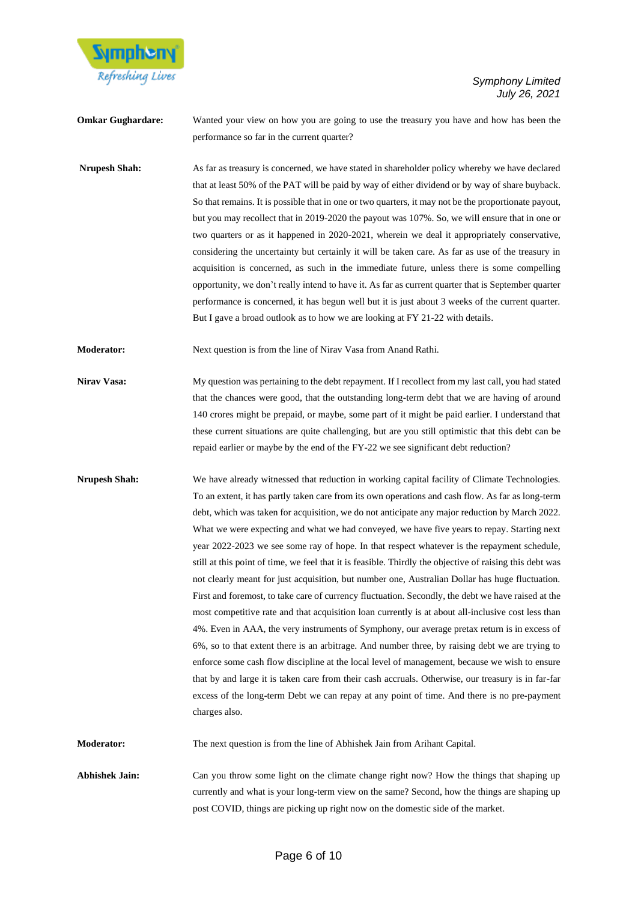**Omkar Gughardare:** Wanted your view on how you are going to use the treasury you have and how has been the performance so far in the current quarter?

**Nrupesh Shah:** As far as treasury is concerned, we have stated in shareholder policy whereby we have declared that at least 50% of the PAT will be paid by way of either dividend or by way of share buyback. So that remains. It is possible that in one or two quarters, it may not be the proportionate payout, but you may recollect that in 2019-2020 the payout was 107%. So, we will ensure that in one or two quarters or as it happened in 2020-2021, wherein we deal it appropriately conservative, considering the uncertainty but certainly it will be taken care. As far as use of the treasury in acquisition is concerned, as such in the immediate future, unless there is some compelling opportunity, we don't really intend to have it. As far as current quarter that is September quarter performance is concerned, it has begun well but it is just about 3 weeks of the current quarter. But I gave a broad outlook as to how we are looking at FY 21-22 with details.

**Moderator:** Next question is from the line of Nirav Vasa from Anand Rathi.

**Nirav Vasa:** My question was pertaining to the debt repayment. If I recollect from my last call, you had stated that the chances were good, that the outstanding long-term debt that we are having of around 140 crores might be prepaid, or maybe, some part of it might be paid earlier. I understand that these current situations are quite challenging, but are you still optimistic that this debt can be repaid earlier or maybe by the end of the FY-22 we see significant debt reduction?

**Nrupesh Shah:** We have already witnessed that reduction in working capital facility of Climate Technologies. To an extent, it has partly taken care from its own operations and cash flow. As far as long-term debt, which was taken for acquisition, we do not anticipate any major reduction by March 2022. What we were expecting and what we had conveyed, we have five years to repay. Starting next year 2022-2023 we see some ray of hope. In that respect whatever is the repayment schedule, still at this point of time, we feel that it is feasible. Thirdly the objective of raising this debt was not clearly meant for just acquisition, but number one, Australian Dollar has huge fluctuation. First and foremost, to take care of currency fluctuation. Secondly, the debt we have raised at the most competitive rate and that acquisition loan currently is at about all-inclusive cost less than 4%. Even in AAA, the very instruments of Symphony, our average pretax return is in excess of 6%, so to that extent there is an arbitrage. And number three, by raising debt we are trying to enforce some cash flow discipline at the local level of management, because we wish to ensure that by and large it is taken care from their cash accruals. Otherwise, our treasury is in far-far excess of the long-term Debt we can repay at any point of time. And there is no pre-payment charges also.

**Moderator:** The next question is from the line of Abhishek Jain from Arihant Capital.

**Abhishek Jain:** Can you throw some light on the climate change right now? How the things that shaping up currently and what is your long-term view on the same? Second, how the things are shaping up post COVID, things are picking up right now on the domestic side of the market.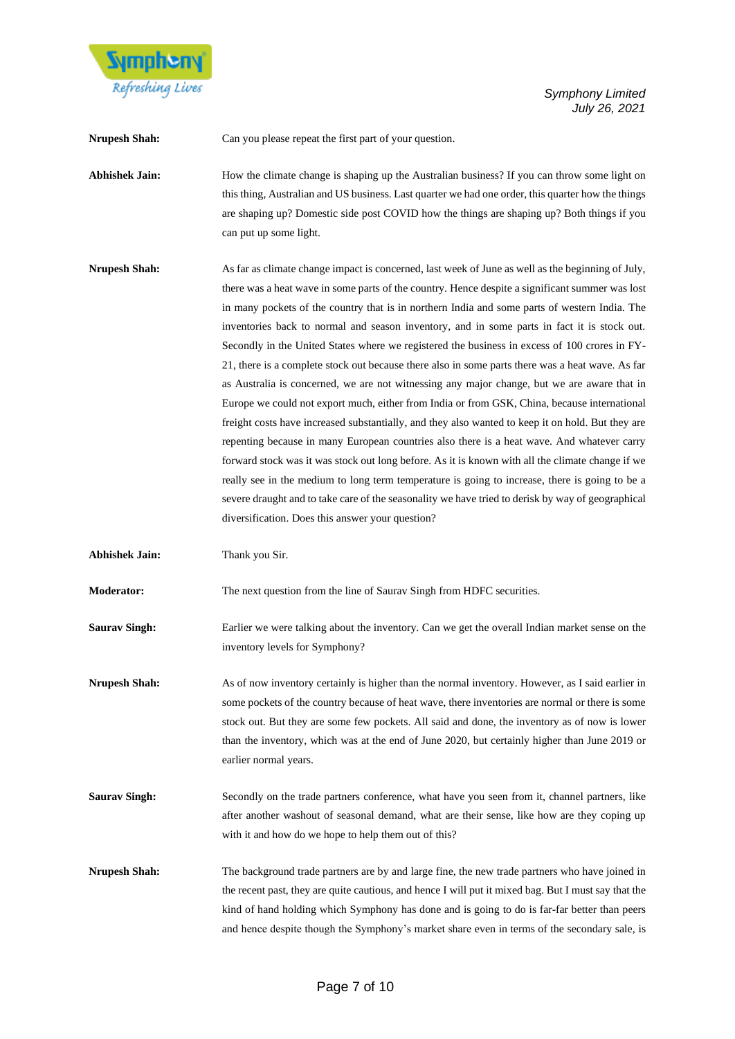**Nrupesh Shah:** Can you please repeat the first part of your question.

**Abhishek Jain:** How the climate change is shaping up the Australian business? If you can throw some light on this thing, Australian and US business. Last quarter we had one order, this quarter how the things are shaping up? Domestic side post COVID how the things are shaping up? Both things if you can put up some light.

**Nrupesh Shah:** As far as climate change impact is concerned, last week of June as well as the beginning of July, there was a heat wave in some parts of the country. Hence despite a significant summer was lost in many pockets of the country that is in northern India and some parts of western India. The inventories back to normal and season inventory, and in some parts in fact it is stock out. Secondly in the United States where we registered the business in excess of 100 crores in FY-21, there is a complete stock out because there also in some parts there was a heat wave. As far as Australia is concerned, we are not witnessing any major change, but we are aware that in Europe we could not export much, either from India or from GSK, China, because international freight costs have increased substantially, and they also wanted to keep it on hold. But they are repenting because in many European countries also there is a heat wave. And whatever carry forward stock was it was stock out long before. As it is known with all the climate change if we really see in the medium to long term temperature is going to increase, there is going to be a severe draught and to take care of the seasonality we have tried to derisk by way of geographical diversification. Does this answer your question?

**Abhishek Jain:** Thank you Sir.

**Moderator:** The next question from the line of Saurav Singh from HDFC securities.

**Saurav Singh:** Earlier we were talking about the inventory. Can we get the overall Indian market sense on the inventory levels for Symphony?

**Nrupesh Shah:** As of now inventory certainly is higher than the normal inventory. However, as I said earlier in some pockets of the country because of heat wave, there inventories are normal or there is some stock out. But they are some few pockets. All said and done, the inventory as of now is lower than the inventory, which was at the end of June 2020, but certainly higher than June 2019 or earlier normal years.

**Saurav Singh:** Secondly on the trade partners conference, what have you seen from it, channel partners, like after another washout of seasonal demand, what are their sense, like how are they coping up with it and how do we hope to help them out of this?

**Nrupesh Shah:** The background trade partners are by and large fine, the new trade partners who have joined in the recent past, they are quite cautious, and hence I will put it mixed bag. But I must say that the kind of hand holding which Symphony has done and is going to do is far-far better than peers and hence despite though the Symphony's market share even in terms of the secondary sale, is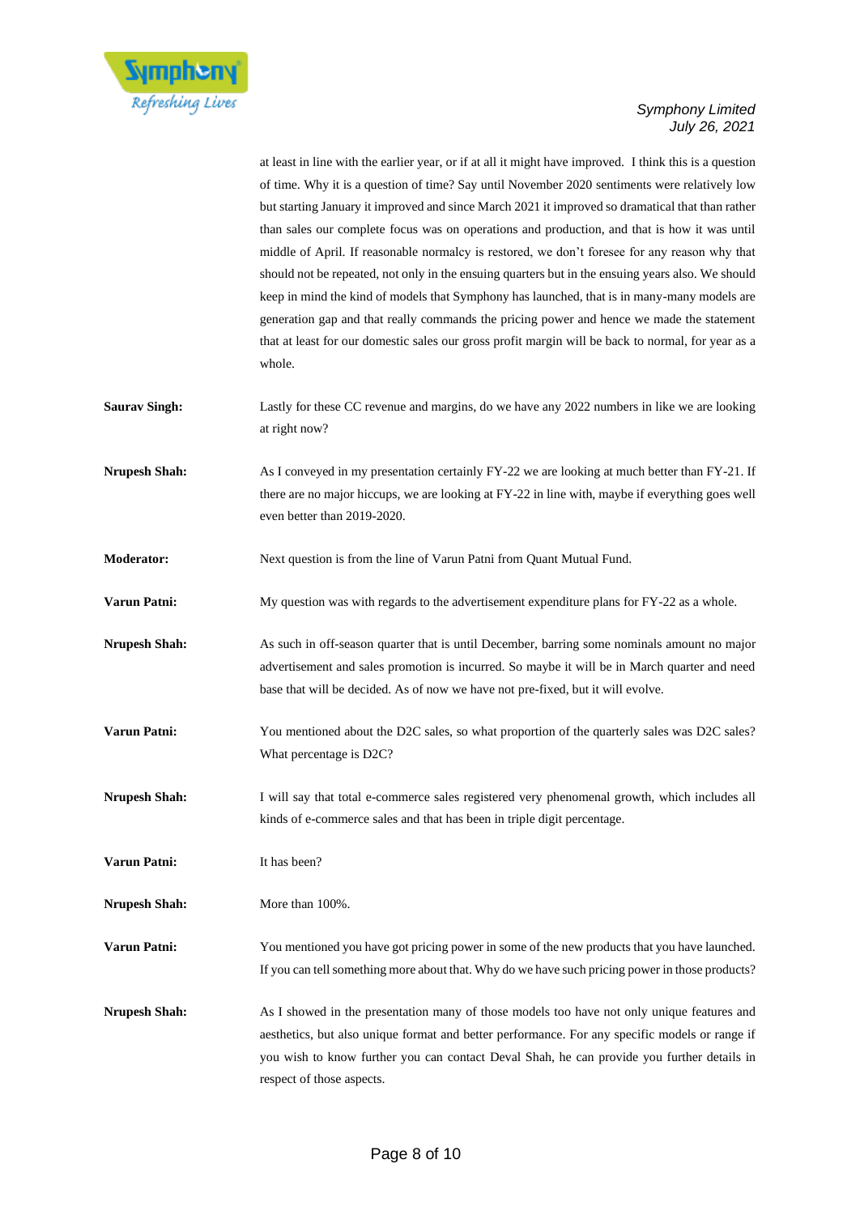at least in line with the earlier year, or if at all it might have improved. I think this is a question of time. Why it is a question of time? Say until November 2020 sentiments were relatively low but starting January it improved and since March 2021 it improved so dramatical that than rather than sales our complete focus was on operations and production, and that is how it was until middle of April. If reasonable normalcy is restored, we don't foresee for any reason why that should not be repeated, not only in the ensuing quarters but in the ensuing years also. We should keep in mind the kind of models that Symphony has launched, that is in many-many models are generation gap and that really commands the pricing power and hence we made the statement that at least for our domestic sales our gross profit margin will be back to normal, for year as a whole.

**Saurav Singh:** Lastly for these CC revenue and margins, do we have any 2022 numbers in like we are looking at right now?

**Nrupesh Shah:** As I conveyed in my presentation certainly FY-22 we are looking at much better than FY-21. If there are no major hiccups, we are looking at FY-22 in line with, maybe if everything goes well even better than 2019-2020.

**Moderator:** Next question is from the line of Varun Patni from Quant Mutual Fund.

**Varun Patni:** My question was with regards to the advertisement expenditure plans for FY-22 as a whole.

**Nrupesh Shah:** As such in off-season quarter that is until December, barring some nominals amount no major advertisement and sales promotion is incurred. So maybe it will be in March quarter and need base that will be decided. As of now we have not pre-fixed, but it will evolve.

**Varun Patni:** You mentioned about the D2C sales, so what proportion of the quarterly sales was D2C sales? What percentage is D2C?

**Nrupesh Shah:** I will say that total e-commerce sales registered very phenomenal growth, which includes all kinds of e-commerce sales and that has been in triple digit percentage.

**Varun Patni:** It has been?

**Nrupesh Shah:** More than 100%.

**Varun Patni:** You mentioned you have got pricing power in some of the new products that you have launched. If you can tell something more about that. Why do we have such pricing power in those products?

**Nrupesh Shah:** As I showed in the presentation many of those models too have not only unique features and aesthetics, but also unique format and better performance. For any specific models or range if you wish to know further you can contact Deval Shah, he can provide you further details in respect of those aspects.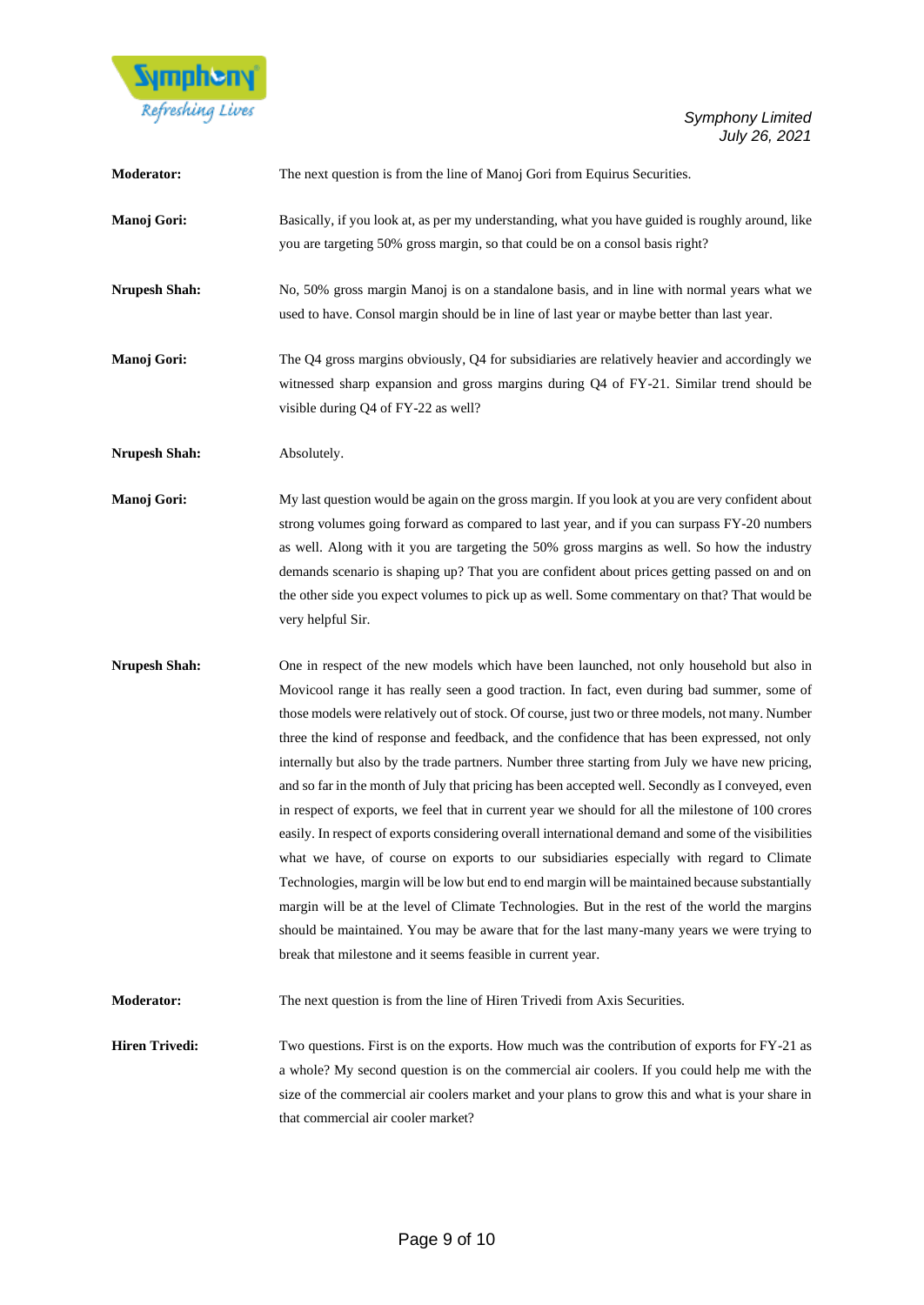**Moderator:** The next question is from the line of Manoj Gori from Equirus Securities.

**Manoj Gori:** Basically, if you look at, as per my understanding, what you have guided is roughly around, like you are targeting 50% gross margin, so that could be on a consol basis right?

**Nrupesh Shah:** No, 50% gross margin Manoj is on a standalone basis, and in line with normal years what we used to have. Consol margin should be in line of last year or maybe better than last year.

**Manoj Gori:** The Q4 gross margins obviously, Q4 for subsidiaries are relatively heavier and accordingly we witnessed sharp expansion and gross margins during Q4 of FY-21. Similar trend should be visible during Q4 of FY-22 as well?

**Nrupesh Shah:** Absolutely.

**Manoj Gori:** My last question would be again on the gross margin. If you look at you are very confident about strong volumes going forward as compared to last year, and if you can surpass FY-20 numbers as well. Along with it you are targeting the 50% gross margins as well. So how the industry demands scenario is shaping up? That you are confident about prices getting passed on and on the other side you expect volumes to pick up as well. Some commentary on that? That would be very helpful Sir.

**Nrupesh Shah:** One in respect of the new models which have been launched, not only household but also in Movicool range it has really seen a good traction. In fact, even during bad summer, some of those models were relatively out of stock. Of course, just two or three models, not many. Number three the kind of response and feedback, and the confidence that has been expressed, not only internally but also by the trade partners. Number three starting from July we have new pricing, and so far in the month of July that pricing has been accepted well. Secondly as I conveyed, even in respect of exports, we feel that in current year we should for all the milestone of 100 crores easily. In respect of exports considering overall international demand and some of the visibilities what we have, of course on exports to our subsidiaries especially with regard to Climate Technologies, margin will be low but end to end margin will be maintained because substantially margin will be at the level of Climate Technologies. But in the rest of the world the margins should be maintained. You may be aware that for the last many-many years we were trying to break that milestone and it seems feasible in current year.

**Moderator:** The next question is from the line of Hiren Trivedi from Axis Securities.

**Hiren Trivedi:** Two questions. First is on the exports. How much was the contribution of exports for FY-21 as a whole? My second question is on the commercial air coolers. If you could help me with the size of the commercial air coolers market and your plans to grow this and what is your share in that commercial air cooler market?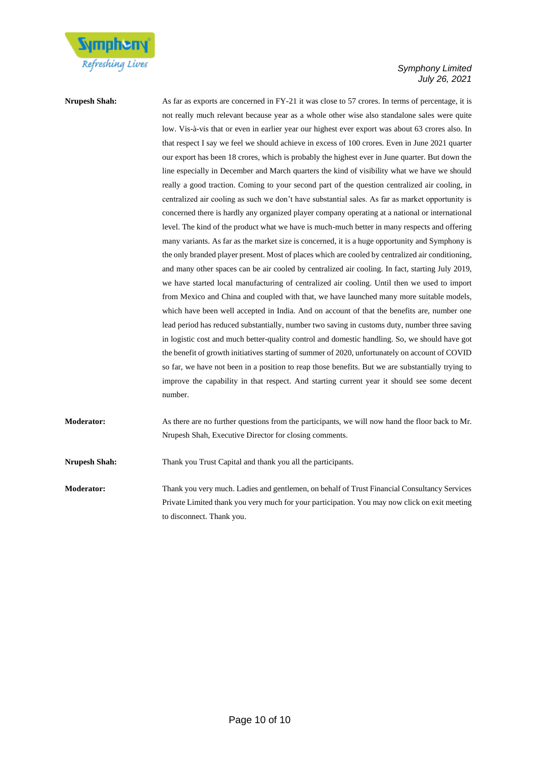**Nrupesh Shah:** As far as exports are concerned in FY-21 it was close to 57 crores. In terms of percentage, it is not really much relevant because year as a whole other wise also standalone sales were quite low. Vis-à-vis that or even in earlier year our highest ever export was about 63 crores also. In that respect I say we feel we should achieve in excess of 100 crores. Even in June 2021 quarter our export has been 18 crores, which is probably the highest ever in June quarter. But down the line especially in December and March quarters the kind of visibility what we have we should really a good traction. Coming to your second part of the question centralized air cooling, in centralized air cooling as such we don't have substantial sales. As far as market opportunity is concerned there is hardly any organized player company operating at a national or international level. The kind of the product what we have is much-much better in many respects and offering many variants. As far as the market size is concerned, it is a huge opportunity and Symphony is the only branded player present. Most of places which are cooled by centralized air conditioning, and many other spaces can be air cooled by centralized air cooling. In fact, starting July 2019, we have started local manufacturing of centralized air cooling. Until then we used to import from Mexico and China and coupled with that, we have launched many more suitable models, which have been well accepted in India. And on account of that the benefits are, number one lead period has reduced substantially, number two saving in customs duty, number three saving in logistic cost and much better-quality control and domestic handling. So, we should have got the benefit of growth initiatives starting of summer of 2020, unfortunately on account of COVID so far, we have not been in a position to reap those benefits. But we are substantially trying to improve the capability in that respect. And starting current year it should see some decent number.

**Moderator:** As there are no further questions from the participants, we will now hand the floor back to Mr. Nrupesh Shah, Executive Director for closing comments.

**Nrupesh Shah:** Thank you Trust Capital and thank you all the participants.

**Moderator:** Thank you very much. Ladies and gentlemen, on behalf of Trust Financial Consultancy Services Private Limited thank you very much for your participation. You may now click on exit meeting to disconnect. Thank you.